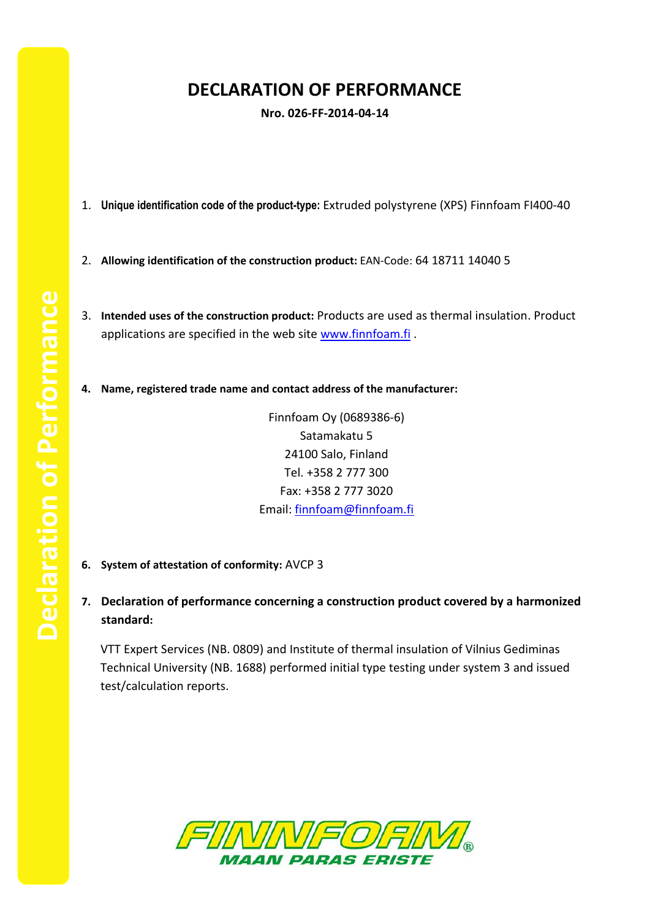# DECLARATION OF PERFORMANCE

**Nro. 026-FF-2014-04-14**

1. **Unique identification code of the product-type:** Extruded polystyrene (XPS) Finnfoam FI400-40

2. **Allowing identification of the construction product:** EAN-Code: 64 18711 14040 5

3. **Intended uses of the construction product:** Products are used as thermal insulation. Product applications are specified in the web site www.finnfoam.fi .

4. **Name, registered trade name and contact address of the manufacturer:**

   Finnfoam Oy (0689386-6)
   Satamakatu 5
   24100 Salo, Finland
   Tel. +358 2 777 300
   Fax: +358 2 777 3020
   Email: finnfoam@finnfoam.fi

6. **System of attestation of conformity:** AVCP 3

7. **Declaration of performance concerning a construction product covered by a harmonized standard:**

   VTT Expert Services (NB. 0809) and Institute of thermal insulation of Vilnius Gediminas Technical University (NB. 1688) performed initial type testing under system 3 and issued test/calculation reports.

FINNFOAM®
MAAN PARAS ERISTE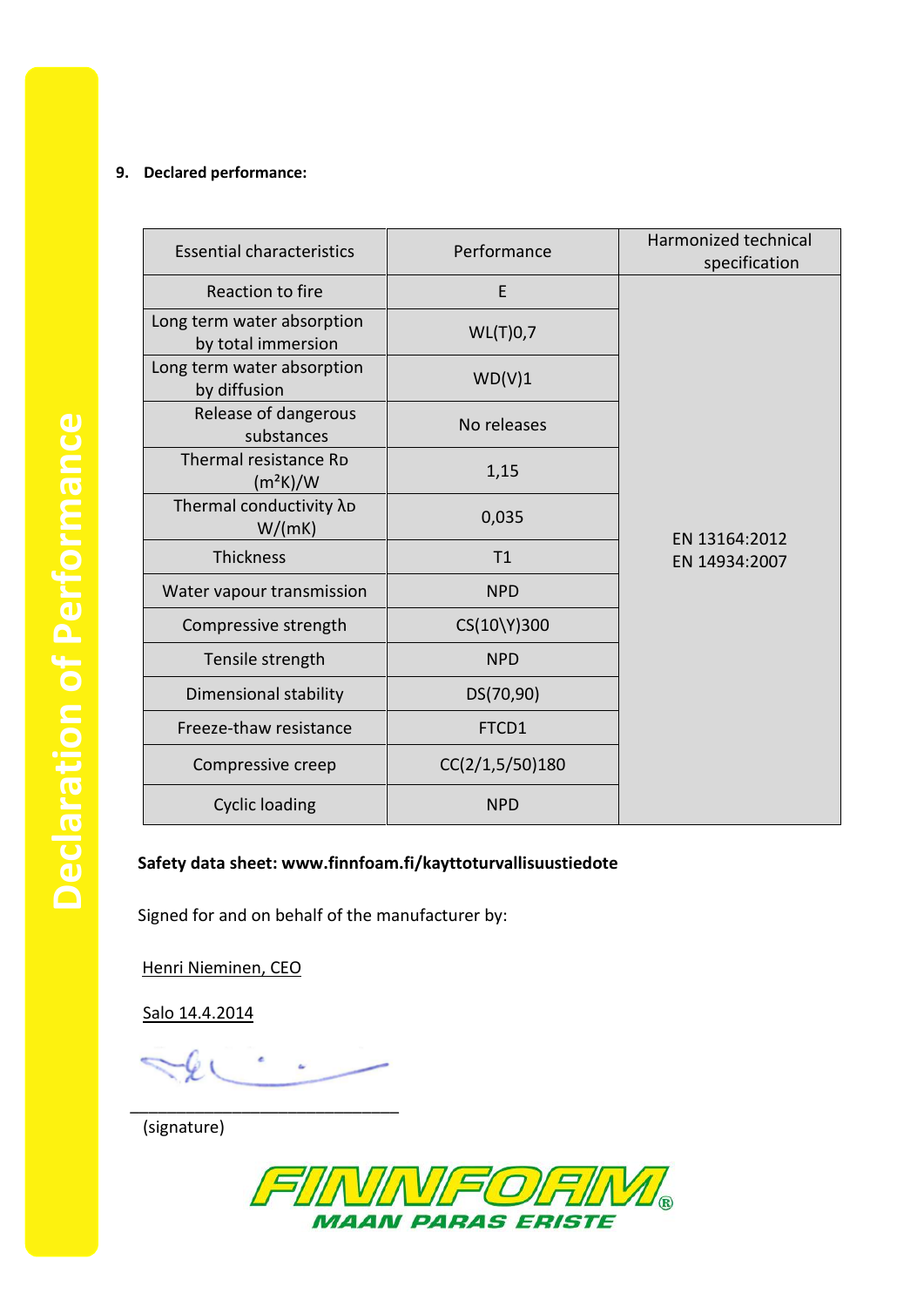9. **Declared performance:**

| Essential characteristics | Performance | Harmonized technical specification |
|---|---|---|
| Reaction to fire | E | EN 13164:2012<br>EN 14934:2007 |
| Long term water absorption by total immersion | WL(T)0,7 | |
| Long term water absorption by diffusion | WD(V)1 | |
| Release of dangerous substances | No releases | |
| Thermal resistance $R_D$ ($m^2K$)/W | 1,15 | |
| Thermal conductivity $\lambda_D$ W/(mK) | 0,035 | |
| Thickness | T1 | |
| Water vapour transmission | NPD | |
| Compressive strength | CS(10\Y)300 | |
| Tensile strength | NPD | |
| Dimensional stability | DS(70,90) | |
| Freeze-thaw resistance | FTCD1 | |
| Compressive creep | CC(2/1,5/50)180 | |
| Cyclic loading | NPD | |

**Safety data sheet: www.finnfoam.fi/kayttoturvallisuustiedote**

Signed for and on behalf of the manufacturer by:

Henri Nieminen, CEO

Salo 14.4.2014

______________________________
(signature)

FINNFOAM®
MAAN PARAS ERISTE